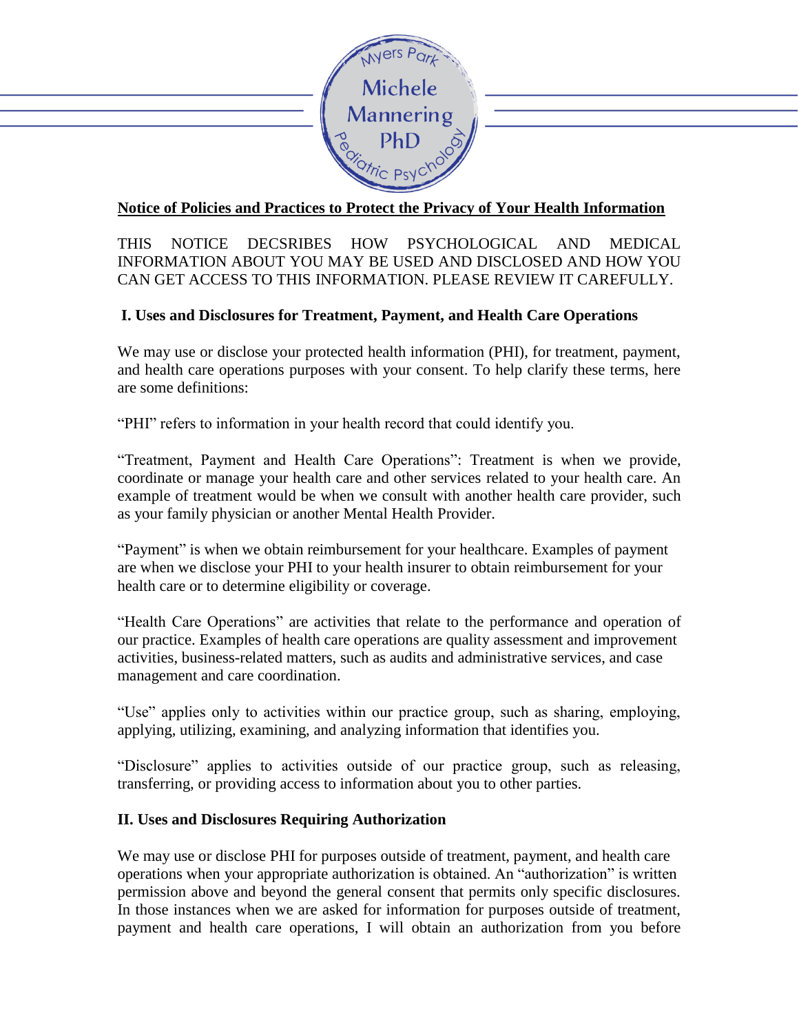Myers Park Michele Mannering PhD Pediatric Psychology

## Notice of Policies and Practices to Protect the Privacy of Your Health Information

THIS NOTICE DECSRIBES HOW PSYCHOLOGICAL AND MEDICAL INFORMATION ABOUT YOU MAY BE USED AND DISCLOSED AND HOW YOU CAN GET ACCESS TO THIS INFORMATION. PLEASE REVIEW IT CAREFULLY.

### I. Uses and Disclosures for Treatment, Payment, and Health Care Operations

We may use or disclose your protected health information (PHI), for treatment, payment, and health care operations purposes with your consent. To help clarify these terms, here are some definitions:

"PHI" refers to information in your health record that could identify you.

"Treatment, Payment and Health Care Operations": Treatment is when we provide, coordinate or manage your health care and other services related to your health care. An example of treatment would be when we consult with another health care provider, such as your family physician or another Mental Health Provider.

"Payment" is when we obtain reimbursement for your healthcare. Examples of payment are when we disclose your PHI to your health insurer to obtain reimbursement for your health care or to determine eligibility or coverage.

"Health Care Operations" are activities that relate to the performance and operation of our practice. Examples of health care operations are quality assessment and improvement activities, business-related matters, such as audits and administrative services, and case management and care coordination.

"Use" applies only to activities within our practice group, such as sharing, employing, applying, utilizing, examining, and analyzing information that identifies you.

"Disclosure" applies to activities outside of our practice group, such as releasing, transferring, or providing access to information about you to other parties.

### II. Uses and Disclosures Requiring Authorization

We may use or disclose PHI for purposes outside of treatment, payment, and health care operations when your appropriate authorization is obtained. An "authorization" is written permission above and beyond the general consent that permits only specific disclosures. In those instances when we are asked for information for purposes outside of treatment, payment and health care operations, I will obtain an authorization from you before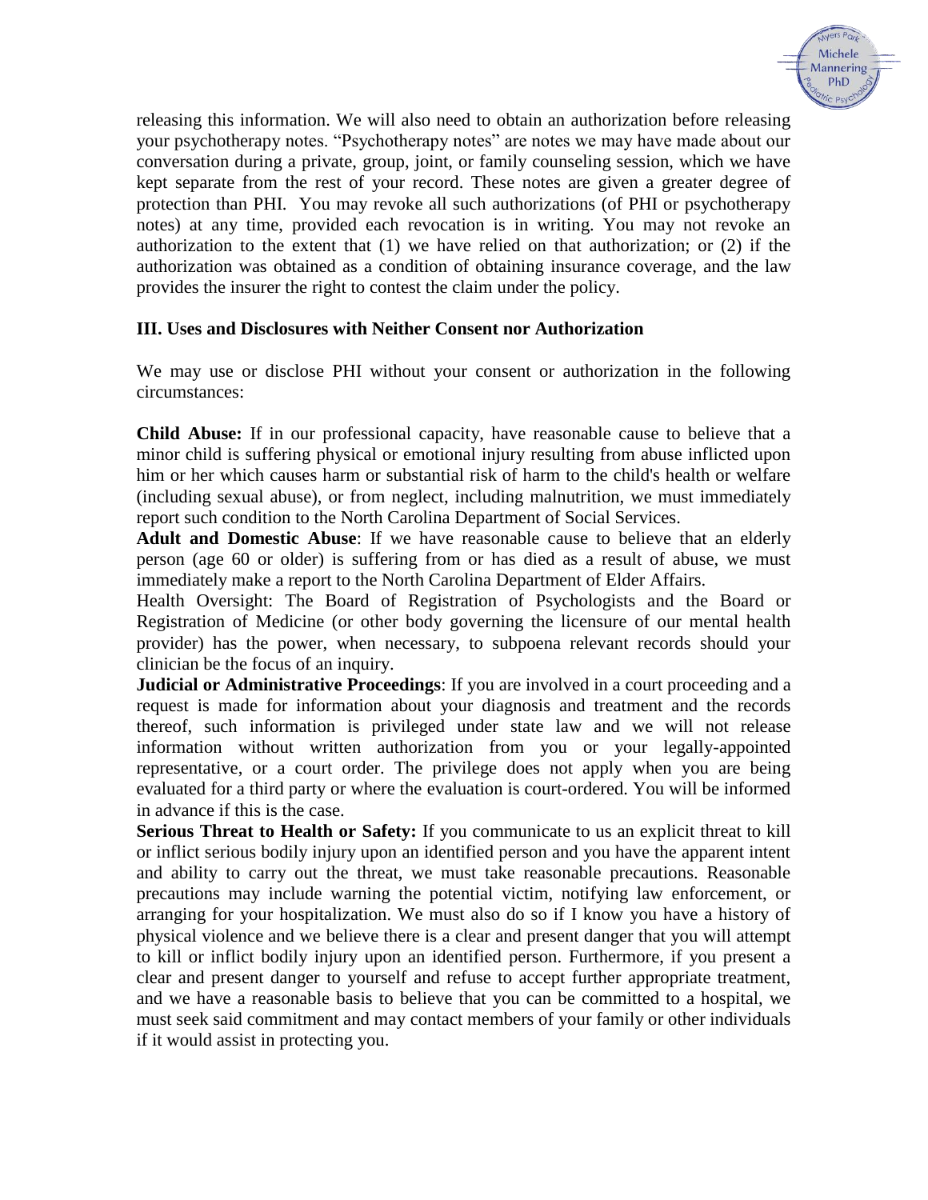releasing this information. We will also need to obtain an authorization before releasing your psychotherapy notes. "Psychotherapy notes" are notes we may have made about our conversation during a private, group, joint, or family counseling session, which we have kept separate from the rest of your record. These notes are given a greater degree of protection than PHI. You may revoke all such authorizations (of PHI or psychotherapy notes) at any time, provided each revocation is in writing. You may not revoke an authorization to the extent that (1) we have relied on that authorization; or (2) if the authorization was obtained as a condition of obtaining insurance coverage, and the law provides the insurer the right to contest the claim under the policy.

### III. Uses and Disclosures with Neither Consent nor Authorization

We may use or disclose PHI without your consent or authorization in the following circumstances:

**Child Abuse:** If in our professional capacity, have reasonable cause to believe that a minor child is suffering physical or emotional injury resulting from abuse inflicted upon him or her which causes harm or substantial risk of harm to the child's health or welfare (including sexual abuse), or from neglect, including malnutrition, we must immediately report such condition to the North Carolina Department of Social Services.

**Adult and Domestic Abuse**: If we have reasonable cause to believe that an elderly person (age 60 or older) is suffering from or has died as a result of abuse, we must immediately make a report to the North Carolina Department of Elder Affairs.

Health Oversight: The Board of Registration of Psychologists and the Board or Registration of Medicine (or other body governing the licensure of our mental health provider) has the power, when necessary, to subpoena relevant records should your clinician be the focus of an inquiry.

**Judicial or Administrative Proceedings**: If you are involved in a court proceeding and a request is made for information about your diagnosis and treatment and the records thereof, such information is privileged under state law and we will not release information without written authorization from you or your legally-appointed representative, or a court order. The privilege does not apply when you are being evaluated for a third party or where the evaluation is court-ordered. You will be informed in advance if this is the case.

**Serious Threat to Health or Safety:** If you communicate to us an explicit threat to kill or inflict serious bodily injury upon an identified person and you have the apparent intent and ability to carry out the threat, we must take reasonable precautions. Reasonable precautions may include warning the potential victim, notifying law enforcement, or arranging for your hospitalization. We must also do so if I know you have a history of physical violence and we believe there is a clear and present danger that you will attempt to kill or inflict bodily injury upon an identified person. Furthermore, if you present a clear and present danger to yourself and refuse to accept further appropriate treatment, and we have a reasonable basis to believe that you can be committed to a hospital, we must seek said commitment and may contact members of your family or other individuals if it would assist in protecting you.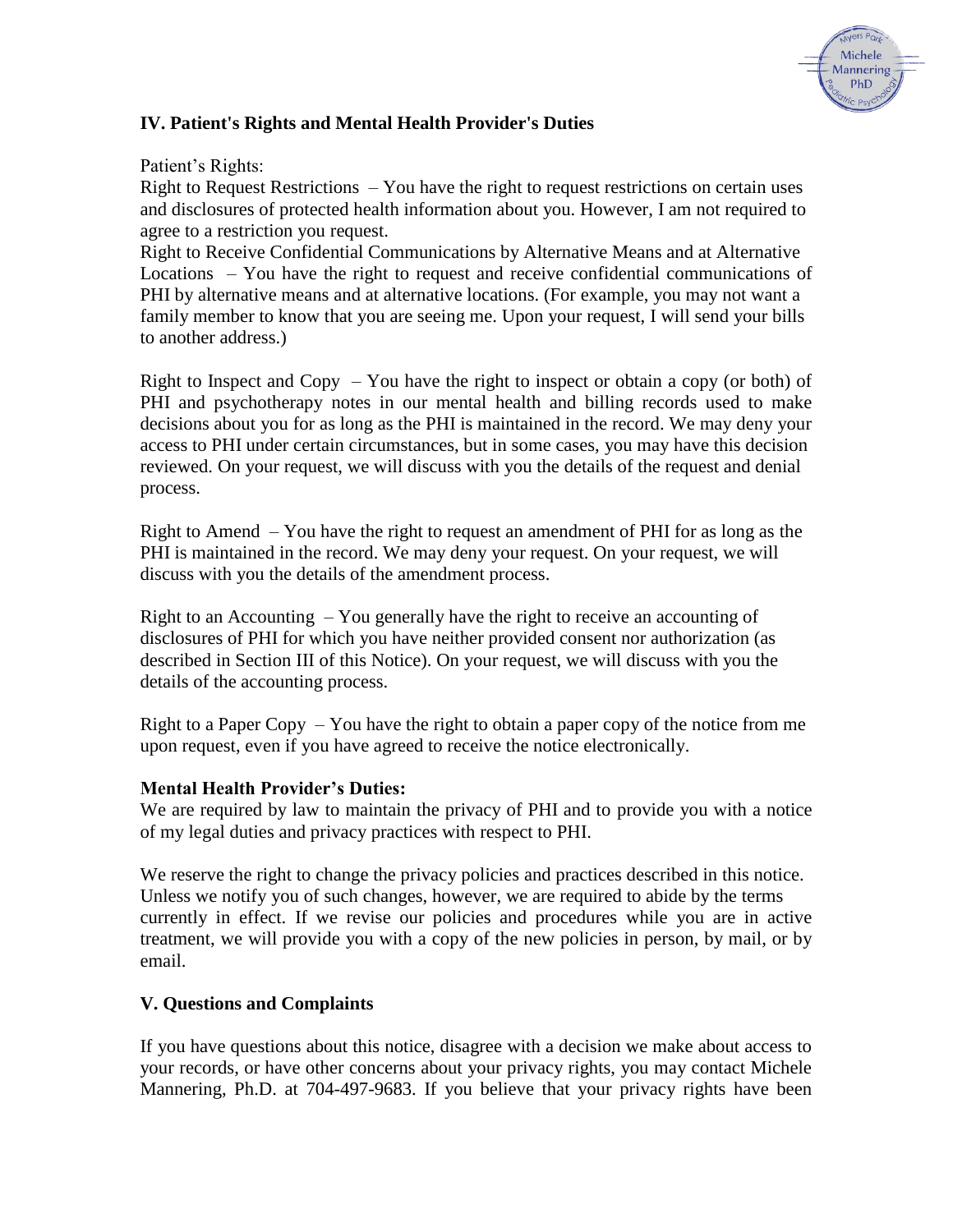## IV. Patient's Rights and Mental Health Provider's Duties

Patient's Rights:

Right to Request Restrictions – You have the right to request restrictions on certain uses and disclosures of protected health information about you. However, I am not required to agree to a restriction you request.

Right to Receive Confidential Communications by Alternative Means and at Alternative Locations – You have the right to request and receive confidential communications of PHI by alternative means and at alternative locations. (For example, you may not want a family member to know that you are seeing me. Upon your request, I will send your bills to another address.)

Right to Inspect and Copy – You have the right to inspect or obtain a copy (or both) of PHI and psychotherapy notes in our mental health and billing records used to make decisions about you for as long as the PHI is maintained in the record. We may deny your access to PHI under certain circumstances, but in some cases, you may have this decision reviewed. On your request, we will discuss with you the details of the request and denial process.

Right to Amend – You have the right to request an amendment of PHI for as long as the PHI is maintained in the record. We may deny your request. On your request, we will discuss with you the details of the amendment process.

Right to an Accounting – You generally have the right to receive an accounting of disclosures of PHI for which you have neither provided consent nor authorization (as described in Section III of this Notice). On your request, we will discuss with you the details of the accounting process.

Right to a Paper Copy – You have the right to obtain a paper copy of the notice from me upon request, even if you have agreed to receive the notice electronically.

**Mental Health Provider's Duties:**

We are required by law to maintain the privacy of PHI and to provide you with a notice of my legal duties and privacy practices with respect to PHI.

We reserve the right to change the privacy policies and practices described in this notice. Unless we notify you of such changes, however, we are required to abide by the terms currently in effect. If we revise our policies and procedures while you are in active treatment, we will provide you with a copy of the new policies in person, by mail, or by email.

## V. Questions and Complaints

If you have questions about this notice, disagree with a decision we make about access to your records, or have other concerns about your privacy rights, you may contact Michele Mannering, Ph.D. at 704-497-9683. If you believe that your privacy rights have been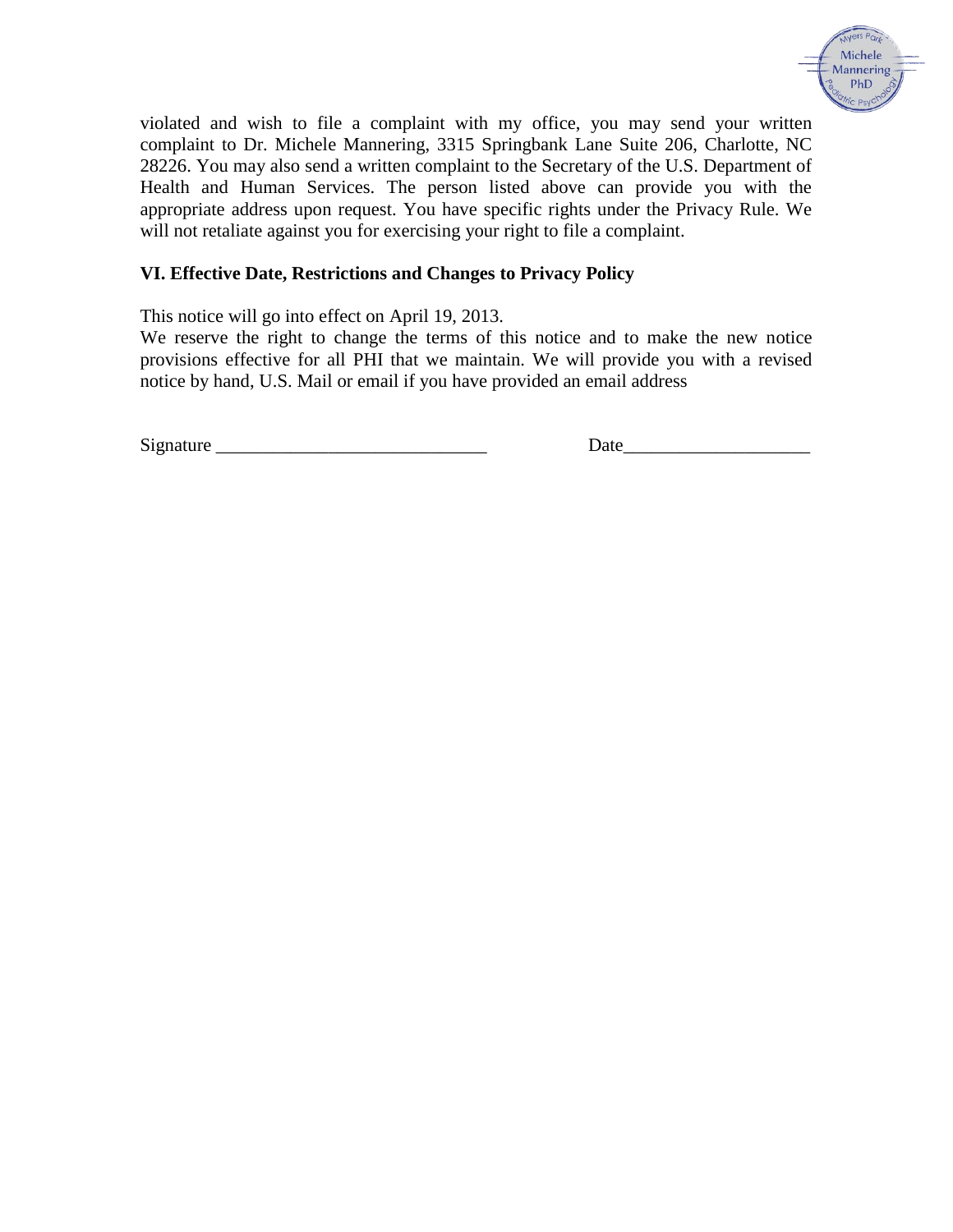violated and wish to file a complaint with my office, you may send your written complaint to Dr. Michele Mannering, 3315 Springbank Lane Suite 206, Charlotte, NC 28226. You may also send a written complaint to the Secretary of the U.S. Department of Health and Human Services. The person listed above can provide you with the appropriate address upon request. You have specific rights under the Privacy Rule. We will not retaliate against you for exercising your right to file a complaint.

**VI. Effective Date, Restrictions and Changes to Privacy Policy**

This notice will go into effect on April 19, 2013.
We reserve the right to change the terms of this notice and to make the new notice provisions effective for all PHI that we maintain. We will provide you with a revised notice by hand, U.S. Mail or email if you have provided an email address

Signature _____________________________ Date____________________